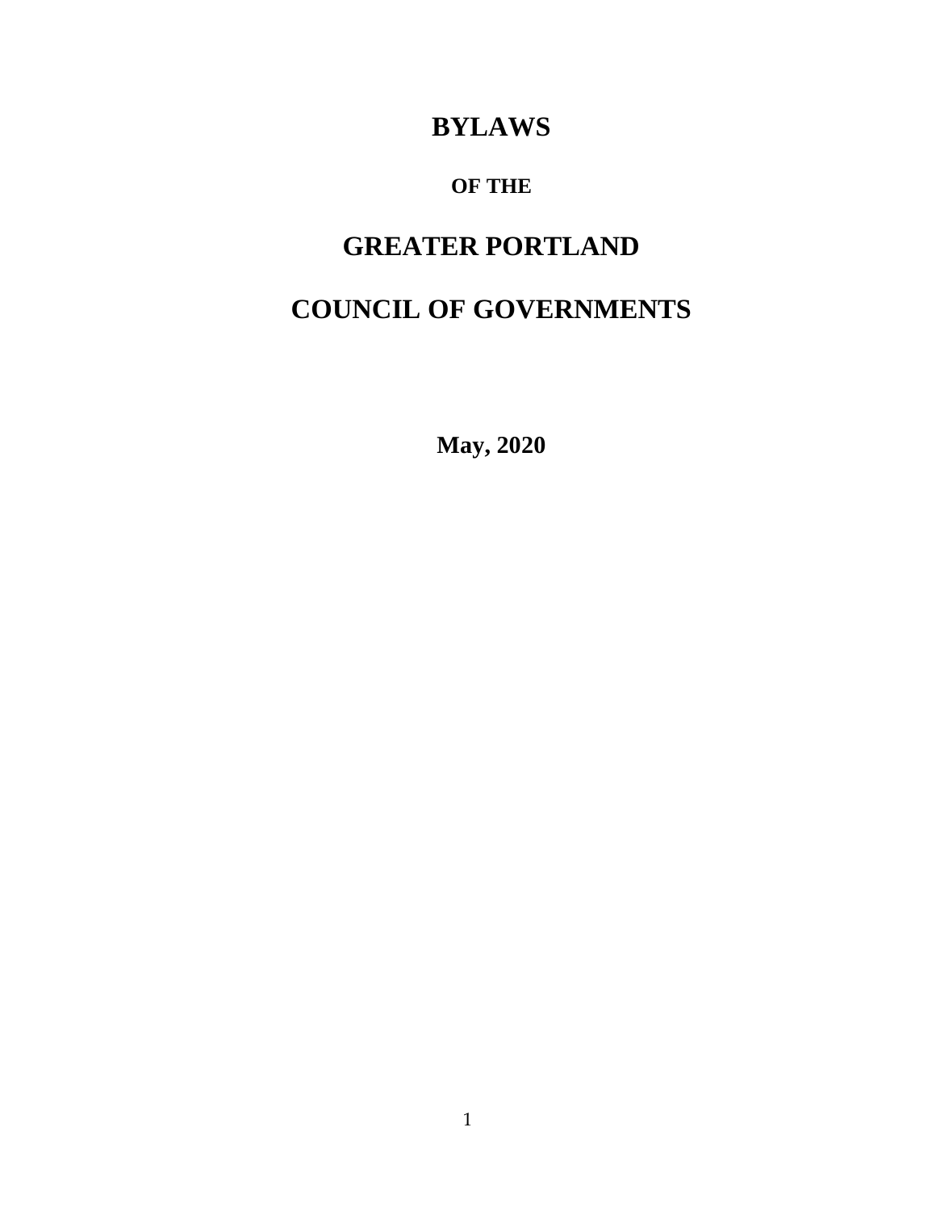# BYLAWS

## OF THE

# GREATER PORTLAND

# COUNCIL OF GOVERNMENTS

**May, 2020**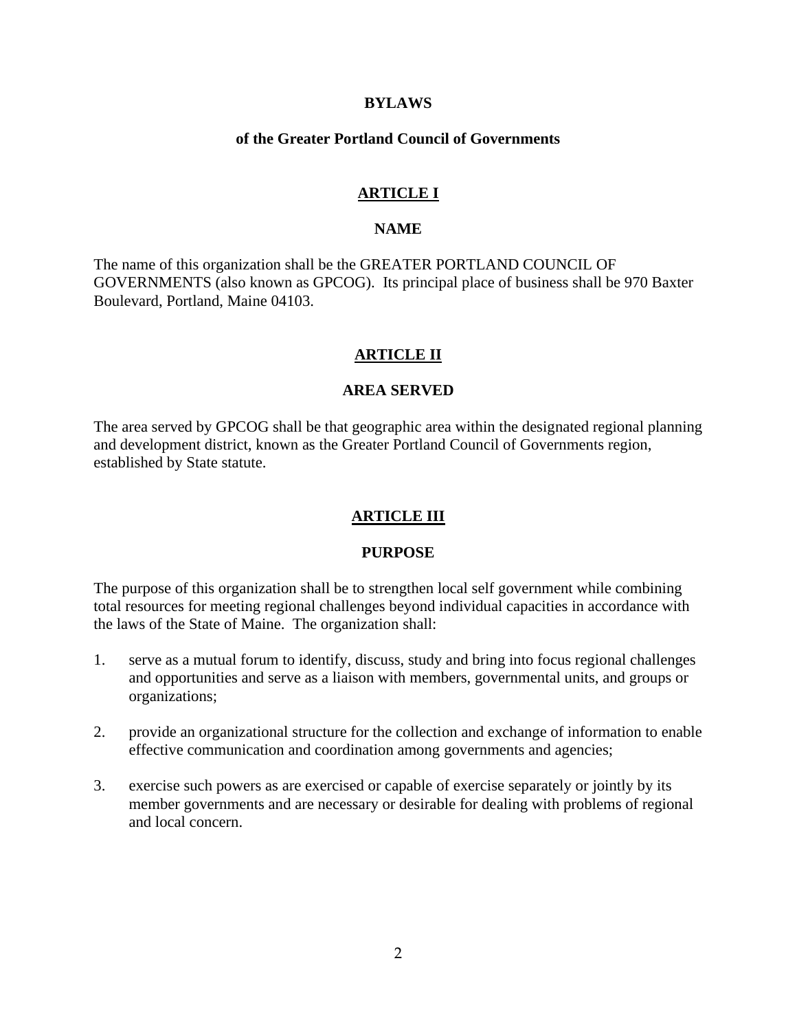# BYLAWS

## of the Greater Portland Council of Governments

## ARTICLE I

### NAME

The name of this organization shall be the GREATER PORTLAND COUNCIL OF GOVERNMENTS (also known as GPCOG). Its principal place of business shall be 970 Baxter Boulevard, Portland, Maine 04103.

## ARTICLE II

### AREA SERVED

The area served by GPCOG shall be that geographic area within the designated regional planning and development district, known as the Greater Portland Council of Governments region, established by State statute.

## ARTICLE III

### PURPOSE

The purpose of this organization shall be to strengthen local self government while combining total resources for meeting regional challenges beyond individual capacities in accordance with the laws of the State of Maine. The organization shall:

1. serve as a mutual forum to identify, discuss, study and bring into focus regional challenges and opportunities and serve as a liaison with members, governmental units, and groups or organizations;

2. provide an organizational structure for the collection and exchange of information to enable effective communication and coordination among governments and agencies;

3. exercise such powers as are exercised or capable of exercise separately or jointly by its member governments and are necessary or desirable for dealing with problems of regional and local concern.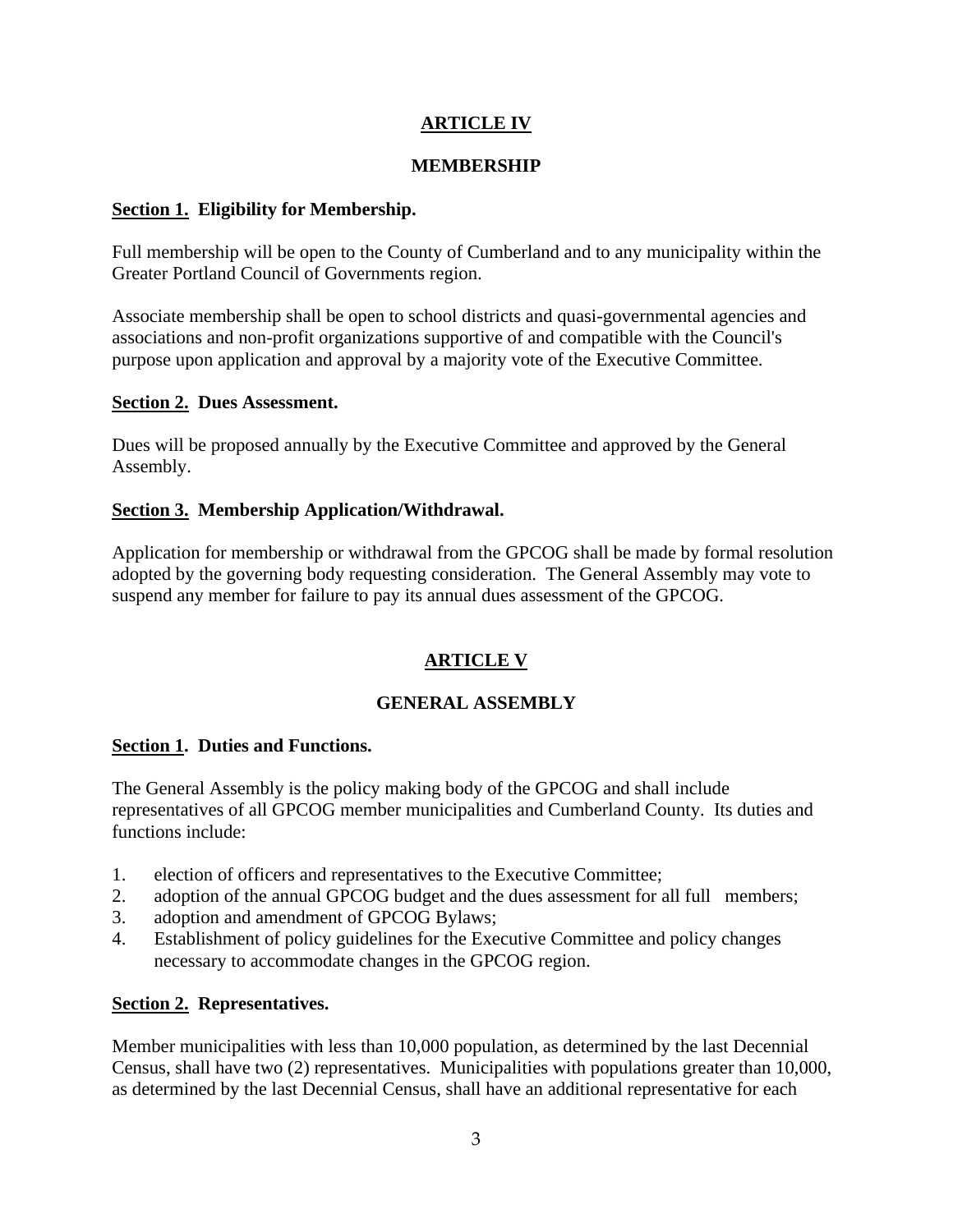## ARTICLE IV

### MEMBERSHIP

**Section 1. Eligibility for Membership.**

Full membership will be open to the County of Cumberland and to any municipality within the Greater Portland Council of Governments region.

Associate membership shall be open to school districts and quasi-governmental agencies and associations and non-profit organizations supportive of and compatible with the Council's purpose upon application and approval by a majority vote of the Executive Committee.

**Section 2. Dues Assessment.**

Dues will be proposed annually by the Executive Committee and approved by the General Assembly.

**Section 3. Membership Application/Withdrawal.**

Application for membership or withdrawal from the GPCOG shall be made by formal resolution adopted by the governing body requesting consideration. The General Assembly may vote to suspend any member for failure to pay its annual dues assessment of the GPCOG.

## ARTICLE V

### GENERAL ASSEMBLY

**Section 1. Duties and Functions.**

The General Assembly is the policy making body of the GPCOG and shall include representatives of all GPCOG member municipalities and Cumberland County. Its duties and functions include:

1. election of officers and representatives to the Executive Committee;
2. adoption of the annual GPCOG budget and the dues assessment for all full members;
3. adoption and amendment of GPCOG Bylaws;
4. Establishment of policy guidelines for the Executive Committee and policy changes necessary to accommodate changes in the GPCOG region.

**Section 2. Representatives.**

Member municipalities with less than 10,000 population, as determined by the last Decennial Census, shall have two (2) representatives. Municipalities with populations greater than 10,000, as determined by the last Decennial Census, shall have an additional representative for each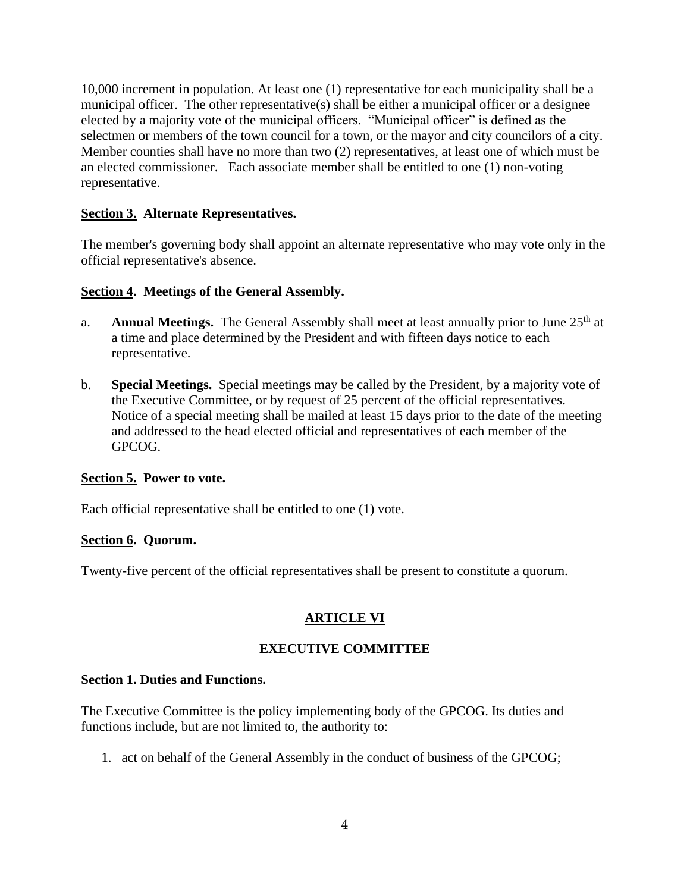10,000 increment in population. At least one (1) representative for each municipality shall be a municipal officer. The other representative(s) shall be either a municipal officer or a designee elected by a majority vote of the municipal officers. "Municipal officer" is defined as the selectmen or members of the town council for a town, or the mayor and city councilors of a city. Member counties shall have no more than two (2) representatives, at least one of which must be an elected commissioner. Each associate member shall be entitled to one (1) non-voting representative.

**Section 3. Alternate Representatives.**

The member's governing body shall appoint an alternate representative who may vote only in the official representative's absence.

**Section 4. Meetings of the General Assembly.**

a. **Annual Meetings.** The General Assembly shall meet at least annually prior to June 25th at a time and place determined by the President and with fifteen days notice to each representative.

b. **Special Meetings.** Special meetings may be called by the President, by a majority vote of the Executive Committee, or by request of 25 percent of the official representatives. Notice of a special meeting shall be mailed at least 15 days prior to the date of the meeting and addressed to the head elected official and representatives of each member of the GPCOG.

**Section 5. Power to vote.**

Each official representative shall be entitled to one (1) vote.

**Section 6. Quorum.**

Twenty-five percent of the official representatives shall be present to constitute a quorum.

## ARTICLE VI

## EXECUTIVE COMMITTEE

**Section 1. Duties and Functions.**

The Executive Committee is the policy implementing body of the GPCOG. Its duties and functions include, but are not limited to, the authority to:

1. act on behalf of the General Assembly in the conduct of business of the GPCOG;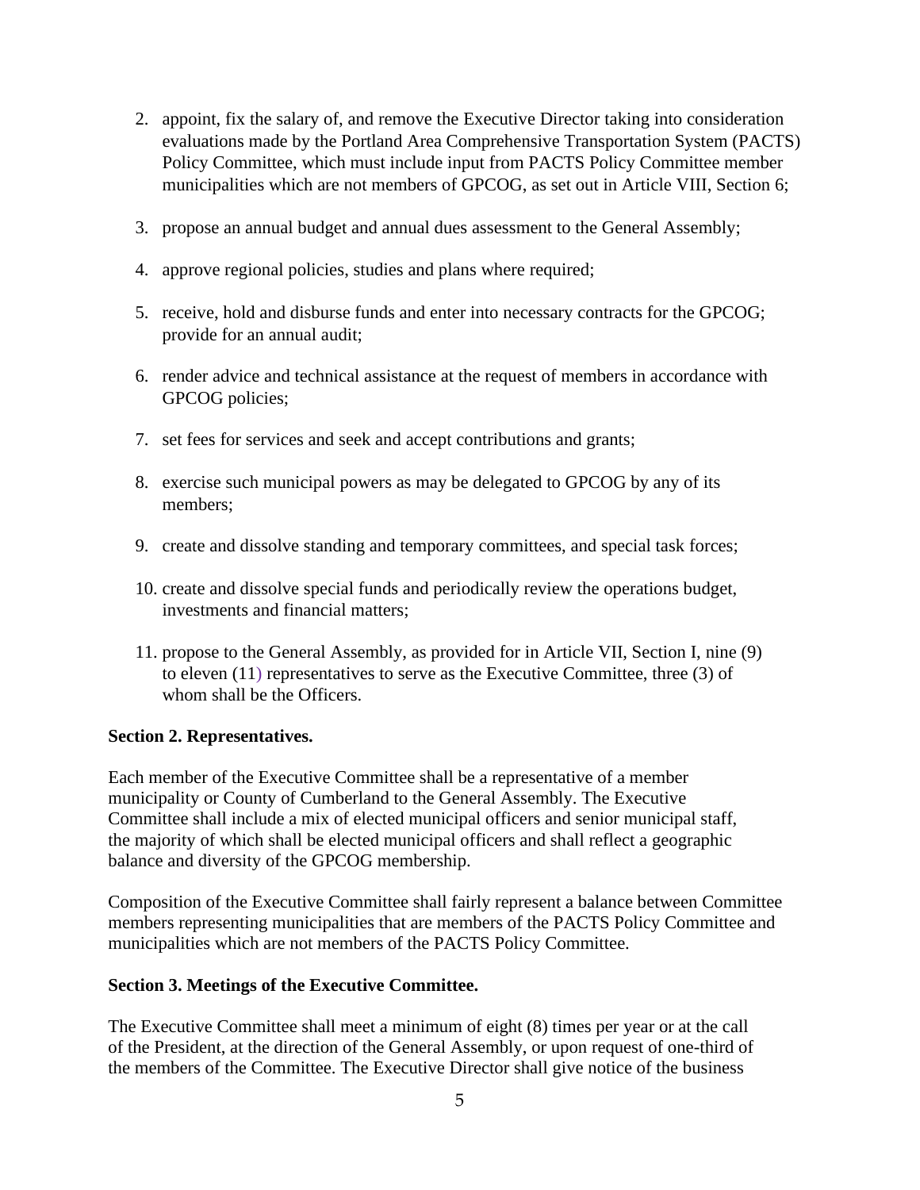2. appoint, fix the salary of, and remove the Executive Director taking into consideration evaluations made by the Portland Area Comprehensive Transportation System (PACTS) Policy Committee, which must include input from PACTS Policy Committee member municipalities which are not members of GPCOG, as set out in Article VIII, Section 6;

3. propose an annual budget and annual dues assessment to the General Assembly;

4. approve regional policies, studies and plans where required;

5. receive, hold and disburse funds and enter into necessary contracts for the GPCOG; provide for an annual audit;

6. render advice and technical assistance at the request of members in accordance with GPCOG policies;

7. set fees for services and seek and accept contributions and grants;

8. exercise such municipal powers as may be delegated to GPCOG by any of its members;

9. create and dissolve standing and temporary committees, and special task forces;

10. create and dissolve special funds and periodically review the operations budget, investments and financial matters;

11. propose to the General Assembly, as provided for in Article VII, Section I, nine (9) to eleven (11) representatives to serve as the Executive Committee, three (3) of whom shall be the Officers.

**Section 2. Representatives.**

Each member of the Executive Committee shall be a representative of a member municipality or County of Cumberland to the General Assembly. The Executive Committee shall include a mix of elected municipal officers and senior municipal staff, the majority of which shall be elected municipal officers and shall reflect a geographic balance and diversity of the GPCOG membership.

Composition of the Executive Committee shall fairly represent a balance between Committee members representing municipalities that are members of the PACTS Policy Committee and municipalities which are not members of the PACTS Policy Committee.

**Section 3. Meetings of the Executive Committee.**

The Executive Committee shall meet a minimum of eight (8) times per year or at the call of the President, at the direction of the General Assembly, or upon request of one-third of the members of the Committee. The Executive Director shall give notice of the business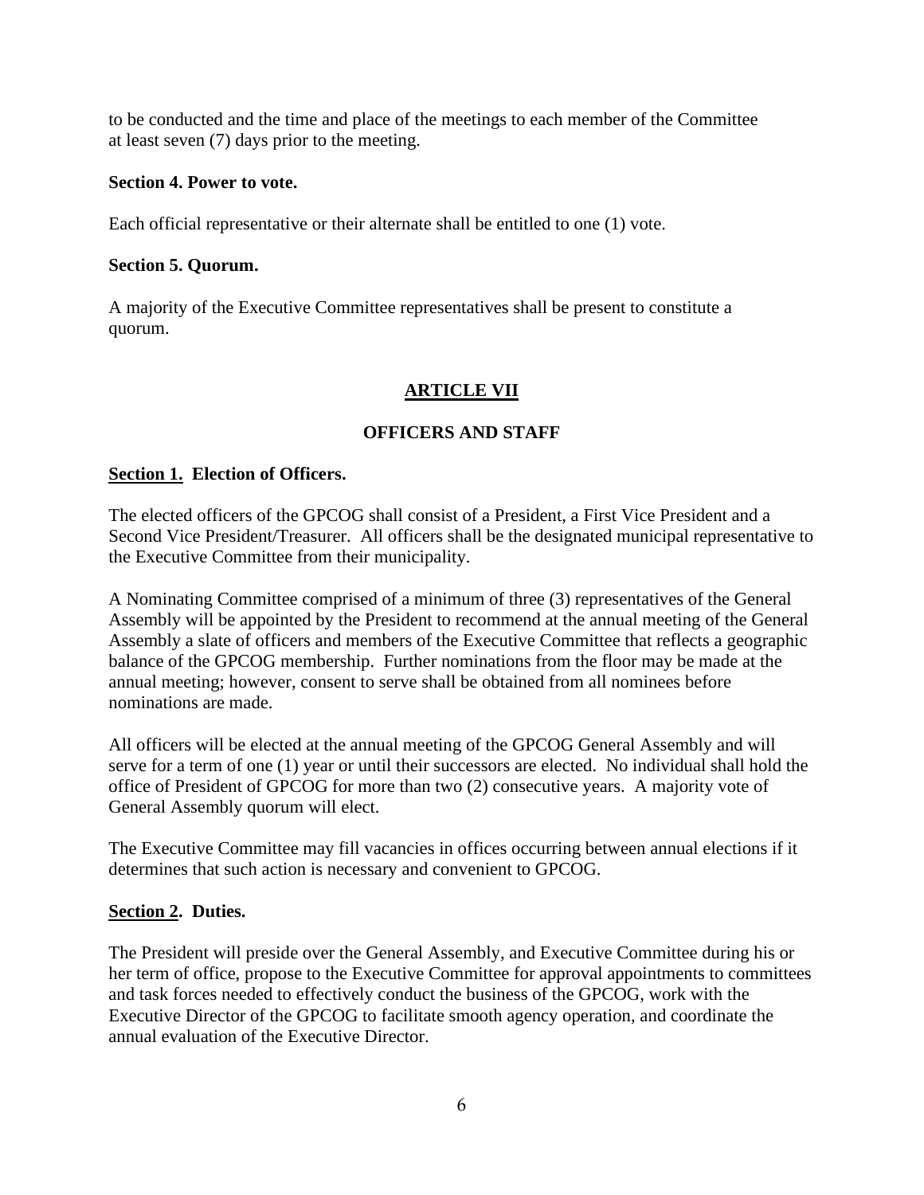to be conducted and the time and place of the meetings to each member of the Committee at least seven (7) days prior to the meeting.

**Section 4. Power to vote.**

Each official representative or their alternate shall be entitled to one (1) vote.

**Section 5. Quorum.**

A majority of the Executive Committee representatives shall be present to constitute a quorum.

## ARTICLE VII

## OFFICERS AND STAFF

**Section 1. Election of Officers.**

The elected officers of the GPCOG shall consist of a President, a First Vice President and a Second Vice President/Treasurer. All officers shall be the designated municipal representative to the Executive Committee from their municipality.

A Nominating Committee comprised of a minimum of three (3) representatives of the General Assembly will be appointed by the President to recommend at the annual meeting of the General Assembly a slate of officers and members of the Executive Committee that reflects a geographic balance of the GPCOG membership. Further nominations from the floor may be made at the annual meeting; however, consent to serve shall be obtained from all nominees before nominations are made.

All officers will be elected at the annual meeting of the GPCOG General Assembly and will serve for a term of one (1) year or until their successors are elected. No individual shall hold the office of President of GPCOG for more than two (2) consecutive years. A majority vote of General Assembly quorum will elect.

The Executive Committee may fill vacancies in offices occurring between annual elections if it determines that such action is necessary and convenient to GPCOG.

**Section 2. Duties.**

The President will preside over the General Assembly, and Executive Committee during his or her term of office, propose to the Executive Committee for approval appointments to committees and task forces needed to effectively conduct the business of the GPCOG, work with the Executive Director of the GPCOG to facilitate smooth agency operation, and coordinate the annual evaluation of the Executive Director.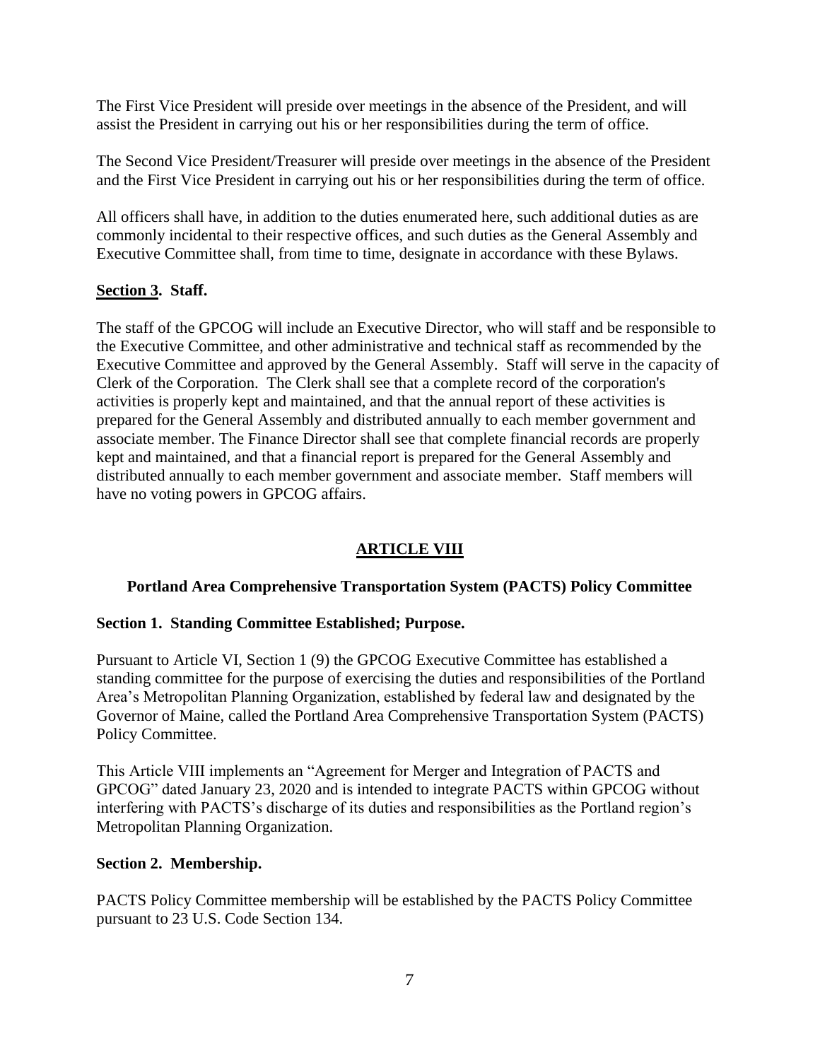The First Vice President will preside over meetings in the absence of the President, and will assist the President in carrying out his or her responsibilities during the term of office.

The Second Vice President/Treasurer will preside over meetings in the absence of the President and the First Vice President in carrying out his or her responsibilities during the term of office.

All officers shall have, in addition to the duties enumerated here, such additional duties as are commonly incidental to their respective offices, and such duties as the General Assembly and Executive Committee shall, from time to time, designate in accordance with these Bylaws.

**Section 3. Staff.**

The staff of the GPCOG will include an Executive Director, who will staff and be responsible to the Executive Committee, and other administrative and technical staff as recommended by the Executive Committee and approved by the General Assembly. Staff will serve in the capacity of Clerk of the Corporation. The Clerk shall see that a complete record of the corporation's activities is properly kept and maintained, and that the annual report of these activities is prepared for the General Assembly and distributed annually to each member government and associate member. The Finance Director shall see that complete financial records are properly kept and maintained, and that a financial report is prepared for the General Assembly and distributed annually to each member government and associate member. Staff members will have no voting powers in GPCOG affairs.

## ARTICLE VIII

### Portland Area Comprehensive Transportation System (PACTS) Policy Committee

**Section 1. Standing Committee Established; Purpose.**

Pursuant to Article VI, Section 1 (9) the GPCOG Executive Committee has established a standing committee for the purpose of exercising the duties and responsibilities of the Portland Area's Metropolitan Planning Organization, established by federal law and designated by the Governor of Maine, called the Portland Area Comprehensive Transportation System (PACTS) Policy Committee.

This Article VIII implements an "Agreement for Merger and Integration of PACTS and GPCOG" dated January 23, 2020 and is intended to integrate PACTS within GPCOG without interfering with PACTS's discharge of its duties and responsibilities as the Portland region's Metropolitan Planning Organization.

**Section 2. Membership.**

PACTS Policy Committee membership will be established by the PACTS Policy Committee pursuant to 23 U.S. Code Section 134.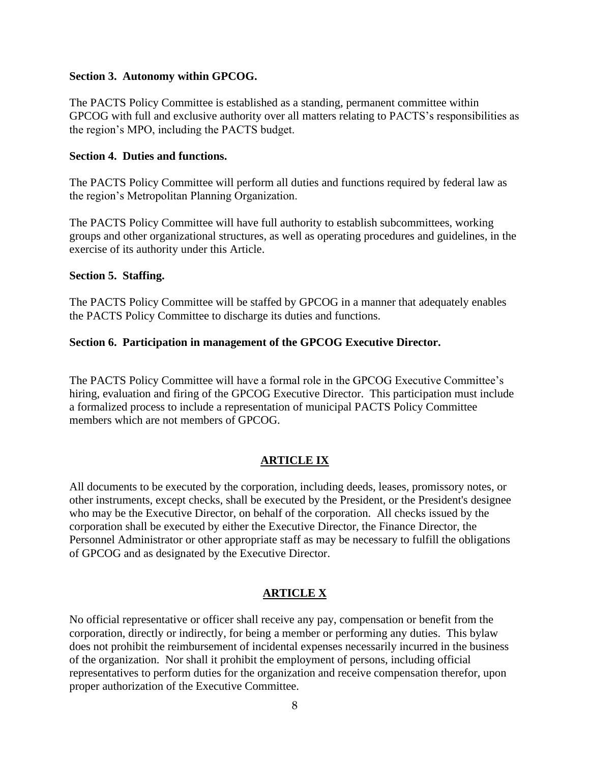**Section 3. Autonomy within GPCOG.**

The PACTS Policy Committee is established as a standing, permanent committee within GPCOG with full and exclusive authority over all matters relating to PACTS's responsibilities as the region's MPO, including the PACTS budget.

**Section 4. Duties and functions.**

The PACTS Policy Committee will perform all duties and functions required by federal law as the region's Metropolitan Planning Organization.

The PACTS Policy Committee will have full authority to establish subcommittees, working groups and other organizational structures, as well as operating procedures and guidelines, in the exercise of its authority under this Article.

**Section 5. Staffing.**

The PACTS Policy Committee will be staffed by GPCOG in a manner that adequately enables the PACTS Policy Committee to discharge its duties and functions.

**Section 6. Participation in management of the GPCOG Executive Director.**

The PACTS Policy Committee will have a formal role in the GPCOG Executive Committee's hiring, evaluation and firing of the GPCOG Executive Director. This participation must include a formalized process to include a representation of municipal PACTS Policy Committee members which are not members of GPCOG.

## ARTICLE IX

All documents to be executed by the corporation, including deeds, leases, promissory notes, or other instruments, except checks, shall be executed by the President, or the President's designee who may be the Executive Director, on behalf of the corporation. All checks issued by the corporation shall be executed by either the Executive Director, the Finance Director, the Personnel Administrator or other appropriate staff as may be necessary to fulfill the obligations of GPCOG and as designated by the Executive Director.

## ARTICLE X

No official representative or officer shall receive any pay, compensation or benefit from the corporation, directly or indirectly, for being a member or performing any duties. This bylaw does not prohibit the reimbursement of incidental expenses necessarily incurred in the business of the organization. Nor shall it prohibit the employment of persons, including official representatives to perform duties for the organization and receive compensation therefor, upon proper authorization of the Executive Committee.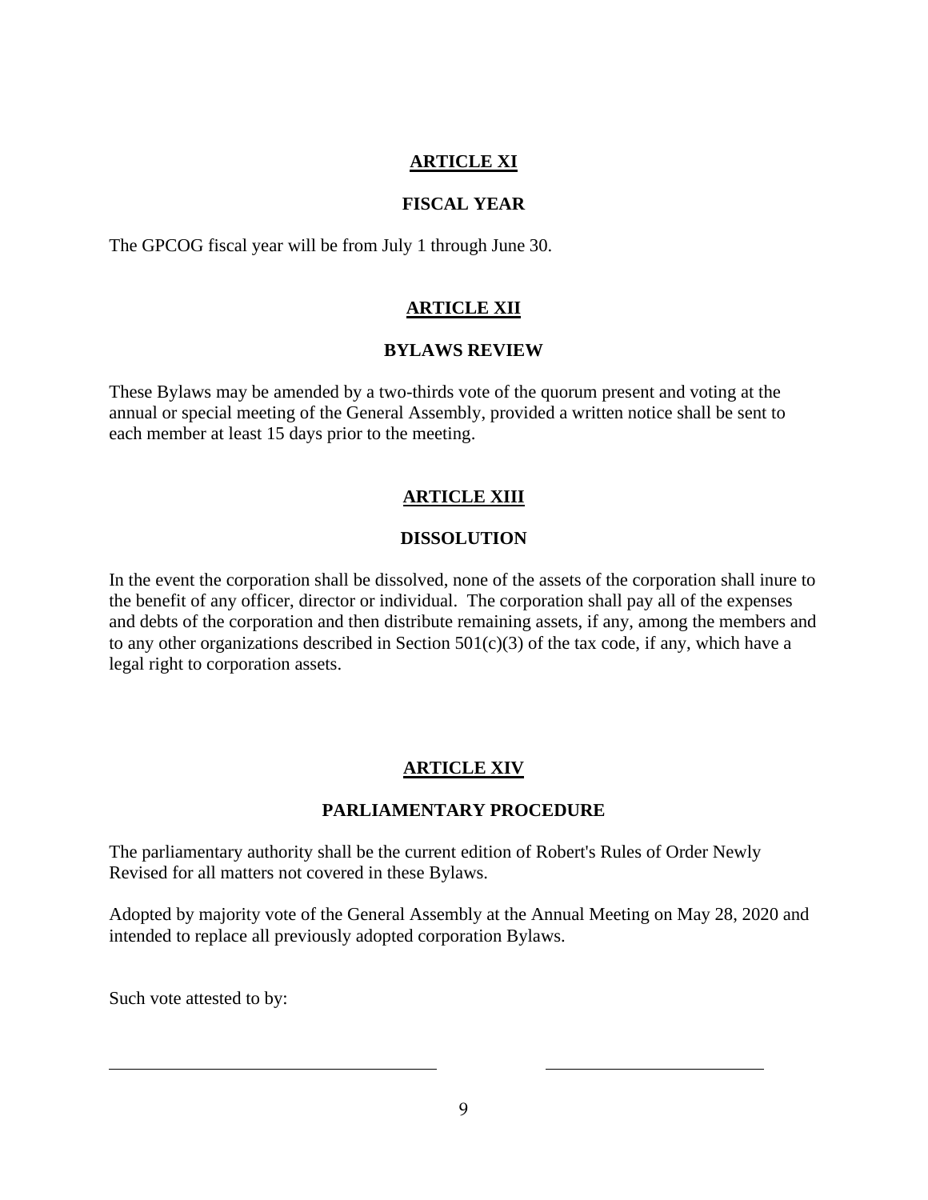## ARTICLE XI

### FISCAL YEAR

The GPCOG fiscal year will be from July 1 through June 30.

## ARTICLE XII

### BYLAWS REVIEW

These Bylaws may be amended by a two-thirds vote of the quorum present and voting at the annual or special meeting of the General Assembly, provided a written notice shall be sent to each member at least 15 days prior to the meeting.

## ARTICLE XIII

### DISSOLUTION

In the event the corporation shall be dissolved, none of the assets of the corporation shall inure to the benefit of any officer, director or individual. The corporation shall pay all of the expenses and debts of the corporation and then distribute remaining assets, if any, among the members and to any other organizations described in Section 501(c)(3) of the tax code, if any, which have a legal right to corporation assets.

## ARTICLE XIV

### PARLIAMENTARY PROCEDURE

The parliamentary authority shall be the current edition of Robert's Rules of Order Newly Revised for all matters not covered in these Bylaws.

Adopted by majority vote of the General Assembly at the Annual Meeting on May 28, 2020 and intended to replace all previously adopted corporation Bylaws.

Such vote attested to by:

\_\_\_\_\_\_\_\_\_\_\_\_\_\_\_\_\_\_\_\_\_\_\_\_\_\_\_\_\_\_\_\_\_\_\_\_ \_\_\_\_\_\_\_\_\_\_\_\_\_\_\_\_\_\_\_\_\_\_\_\_\_\_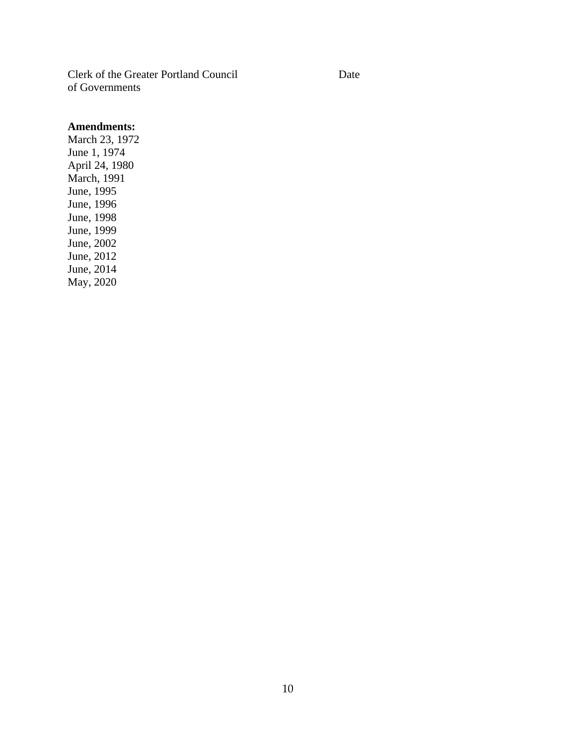Clerk of the Greater Portland Council of Governments 	Date

**Amendments:**

March 23, 1972
June 1, 1974
April 24, 1980
March, 1991
June, 1995
June, 1996
June, 1998
June, 1999
June, 2002
June, 2012
June, 2014
May, 2020